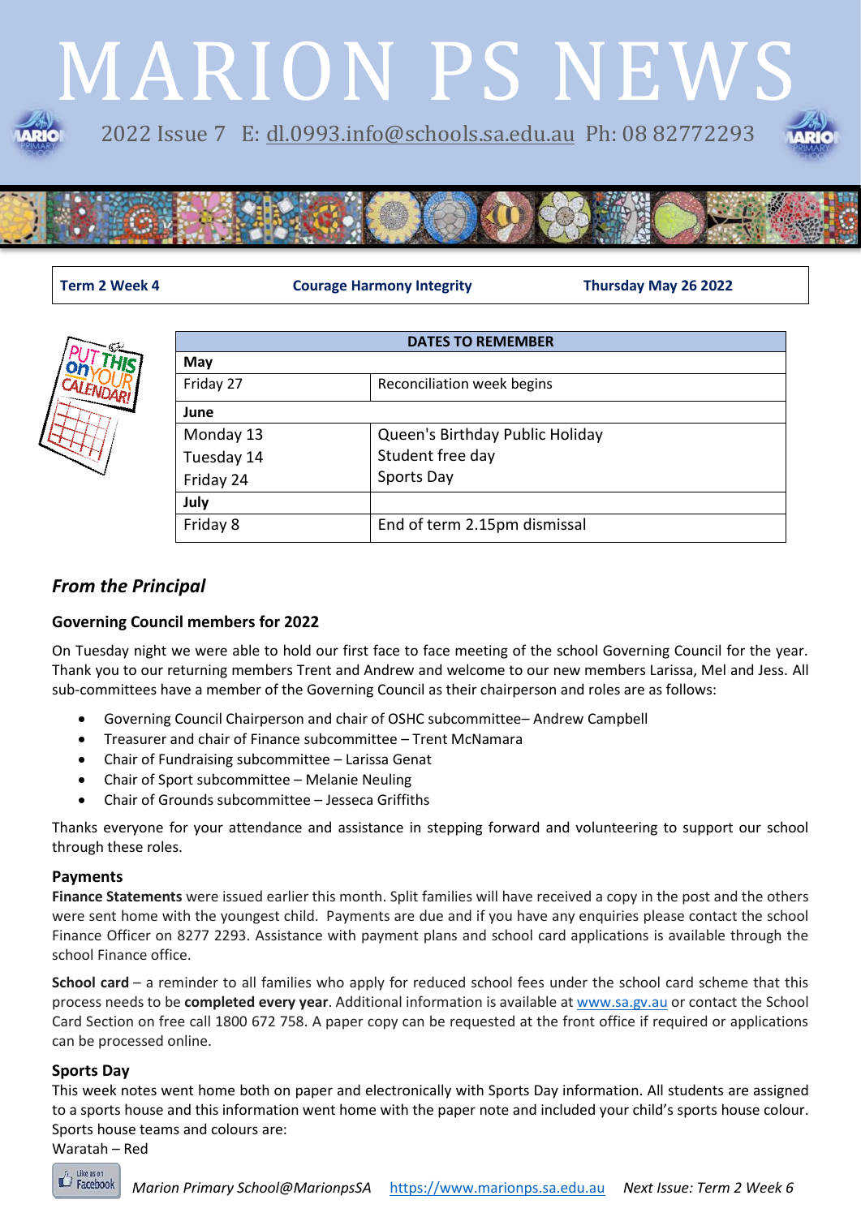# MARION PS NEWS

2022 Issue 7 E: dl.0993.info@schools.sa.edu.au Ph: 08 82772293

| Term 2 Week 4 | Courage Harmony Integrity | Thursday May 26 2022 |
|---|---|---|

| DATES TO REMEMBER | |
|---|---|
| **May** | |
| Friday 27 | Reconciliation week begins |
| **June** | |
| Monday 13 | Queen's Birthday Public Holiday |
| Tuesday 14 | Student free day |
| Friday 24 | Sports Day |
| **July** | |
| Friday 8 | End of term 2.15pm dismissal |

## *From the Principal*

### Governing Council members for 2022

On Tuesday night we were able to hold our first face to face meeting of the school Governing Council for the year. Thank you to our returning members Trent and Andrew and welcome to our new members Larissa, Mel and Jess. All sub-committees have a member of the Governing Council as their chairperson and roles are as follows:

- Governing Council Chairperson and chair of OSHC subcommittee– Andrew Campbell
- Treasurer and chair of Finance subcommittee – Trent McNamara
- Chair of Fundraising subcommittee – Larissa Genat
- Chair of Sport subcommittee – Melanie Neuling
- Chair of Grounds subcommittee – Jesseca Griffiths

Thanks everyone for your attendance and assistance in stepping forward and volunteering to support our school through these roles.

### Payments

**Finance Statements** were issued earlier this month. Split families will have received a copy in the post and the others were sent home with the youngest child. Payments are due and if you have any enquiries please contact the school Finance Officer on 8277 2293. Assistance with payment plans and school card applications is available through the school Finance office.

**School card** – a reminder to all families who apply for reduced school fees under the school card scheme that this process needs to be **completed every year**. Additional information is available at www.sa.gv.au or contact the School Card Section on free call 1800 672 758. A paper copy can be requested at the front office if required or applications can be processed online.

### Sports Day

This week notes went home both on paper and electronically with Sports Day information. All students are assigned to a sports house and this information went home with the paper note and included your child's sports house colour. Sports house teams and colours are:

Waratah – Red

*Marion Primary School@MarionpsSA* https://www.marionps.sa.edu.au *Next Issue: Term 2 Week 6*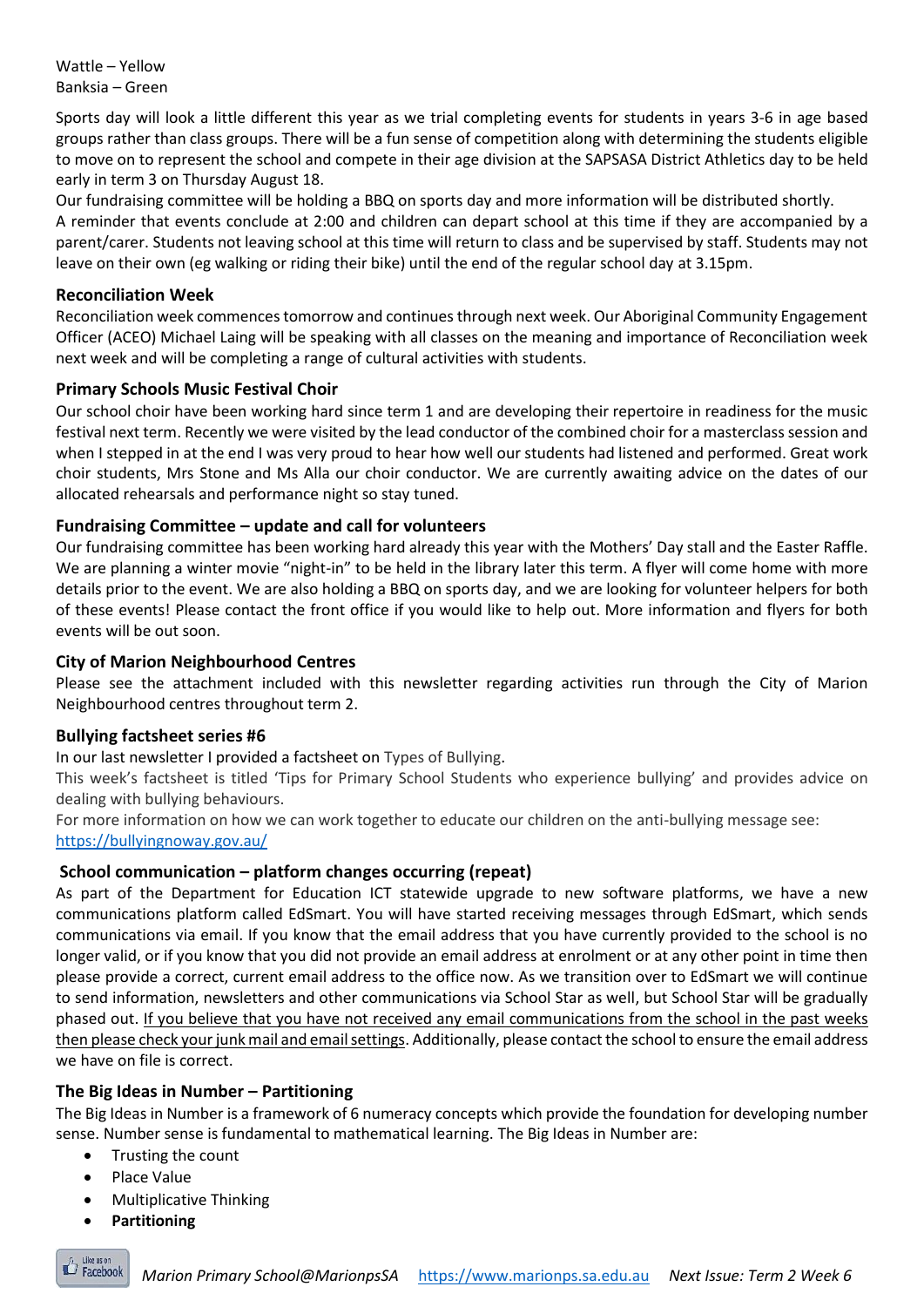Wattle – Yellow
Banksia – Green

Sports day will look a little different this year as we trial completing events for students in years 3-6 in age based groups rather than class groups. There will be a fun sense of competition along with determining the students eligible to move on to represent the school and compete in their age division at the SAPSASA District Athletics day to be held early in term 3 on Thursday August 18.
Our fundraising committee will be holding a BBQ on sports day and more information will be distributed shortly.
A reminder that events conclude at 2:00 and children can depart school at this time if they are accompanied by a parent/carer. Students not leaving school at this time will return to class and be supervised by staff. Students may not leave on their own (eg walking or riding their bike) until the end of the regular school day at 3.15pm.

### Reconciliation Week

Reconciliation week commences tomorrow and continues through next week. Our Aboriginal Community Engagement Officer (ACEO) Michael Laing will be speaking with all classes on the meaning and importance of Reconciliation week next week and will be completing a range of cultural activities with students.

### Primary Schools Music Festival Choir

Our school choir have been working hard since term 1 and are developing their repertoire in readiness for the music festival next term. Recently we were visited by the lead conductor of the combined choir for a masterclass session and when I stepped in at the end I was very proud to hear how well our students had listened and performed. Great work choir students, Mrs Stone and Ms Alla our choir conductor. We are currently awaiting advice on the dates of our allocated rehearsals and performance night so stay tuned.

### Fundraising Committee – update and call for volunteers

Our fundraising committee has been working hard already this year with the Mothers' Day stall and the Easter Raffle. We are planning a winter movie "night-in" to be held in the library later this term. A flyer will come home with more details prior to the event. We are also holding a BBQ on sports day, and we are looking for volunteer helpers for both of these events! Please contact the front office if you would like to help out. More information and flyers for both events will be out soon.

### City of Marion Neighbourhood Centres

Please see the attachment included with this newsletter regarding activities run through the City of Marion Neighbourhood centres throughout term 2.

### Bullying factsheet series #6

In our last newsletter I provided a factsheet on Types of Bullying.
This week's factsheet is titled 'Tips for Primary School Students who experience bullying' and provides advice on dealing with bullying behaviours.
For more information on how we can work together to educate our children on the anti-bullying message see: https://bullyingnoway.gov.au/

### School communication – platform changes occurring (repeat)

As part of the Department for Education ICT statewide upgrade to new software platforms, we have a new communications platform called EdSmart. You will have started receiving messages through EdSmart, which sends communications via email. If you know that the email address that you have currently provided to the school is no longer valid, or if you know that you did not provide an email address at enrolment or at any other point in time then please provide a correct, current email address to the office now. As we transition over to EdSmart we will continue to send information, newsletters and other communications via School Star as well, but School Star will be gradually phased out. If you believe that you have not received any email communications from the school in the past weeks then please check your junk mail and email settings. Additionally, please contact the school to ensure the email address we have on file is correct.

### The Big Ideas in Number – Partitioning

The Big Ideas in Number is a framework of 6 numeracy concepts which provide the foundation for developing number sense. Number sense is fundamental to mathematical learning. The Big Ideas in Number are:

- Trusting the count
- Place Value
- Multiplicative Thinking
- **Partitioning**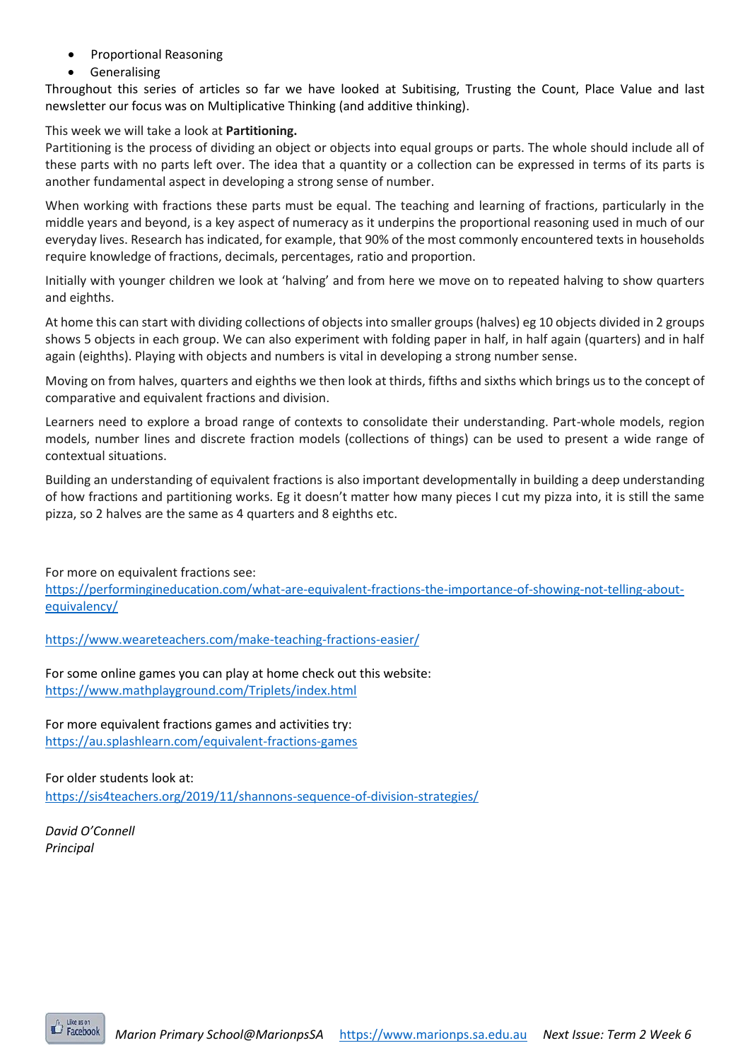- Proportional Reasoning
- Generalising

Throughout this series of articles so far we have looked at Subitising, Trusting the Count, Place Value and last newsletter our focus was on Multiplicative Thinking (and additive thinking).

This week we will take a look at **Partitioning.**

Partitioning is the process of dividing an object or objects into equal groups or parts. The whole should include all of these parts with no parts left over. The idea that a quantity or a collection can be expressed in terms of its parts is another fundamental aspect in developing a strong sense of number.

When working with fractions these parts must be equal. The teaching and learning of fractions, particularly in the middle years and beyond, is a key aspect of numeracy as it underpins the proportional reasoning used in much of our everyday lives. Research has indicated, for example, that 90% of the most commonly encountered texts in households require knowledge of fractions, decimals, percentages, ratio and proportion.

Initially with younger children we look at 'halving' and from here we move on to repeated halving to show quarters and eighths.

At home this can start with dividing collections of objects into smaller groups (halves) eg 10 objects divided in 2 groups shows 5 objects in each group. We can also experiment with folding paper in half, in half again (quarters) and in half again (eighths). Playing with objects and numbers is vital in developing a strong number sense.

Moving on from halves, quarters and eighths we then look at thirds, fifths and sixths which brings us to the concept of comparative and equivalent fractions and division.

Learners need to explore a broad range of contexts to consolidate their understanding. Part-whole models, region models, number lines and discrete fraction models (collections of things) can be used to present a wide range of contextual situations.

Building an understanding of equivalent fractions is also important developmentally in building a deep understanding of how fractions and partitioning works. Eg it doesn't matter how many pieces I cut my pizza into, it is still the same pizza, so 2 halves are the same as 4 quarters and 8 eighths etc.

For more on equivalent fractions see:
https://performingineducation.com/what-are-equivalent-fractions-the-importance-of-showing-not-telling-about-equivalency/

https://www.weareteachers.com/make-teaching-fractions-easier/

For some online games you can play at home check out this website:
https://www.mathplayground.com/Triplets/index.html

For more equivalent fractions games and activities try:
https://au.splashlearn.com/equivalent-fractions-games

For older students look at:
https://sis4teachers.org/2019/11/shannons-sequence-of-division-strategies/

*David O'Connell*
*Principal*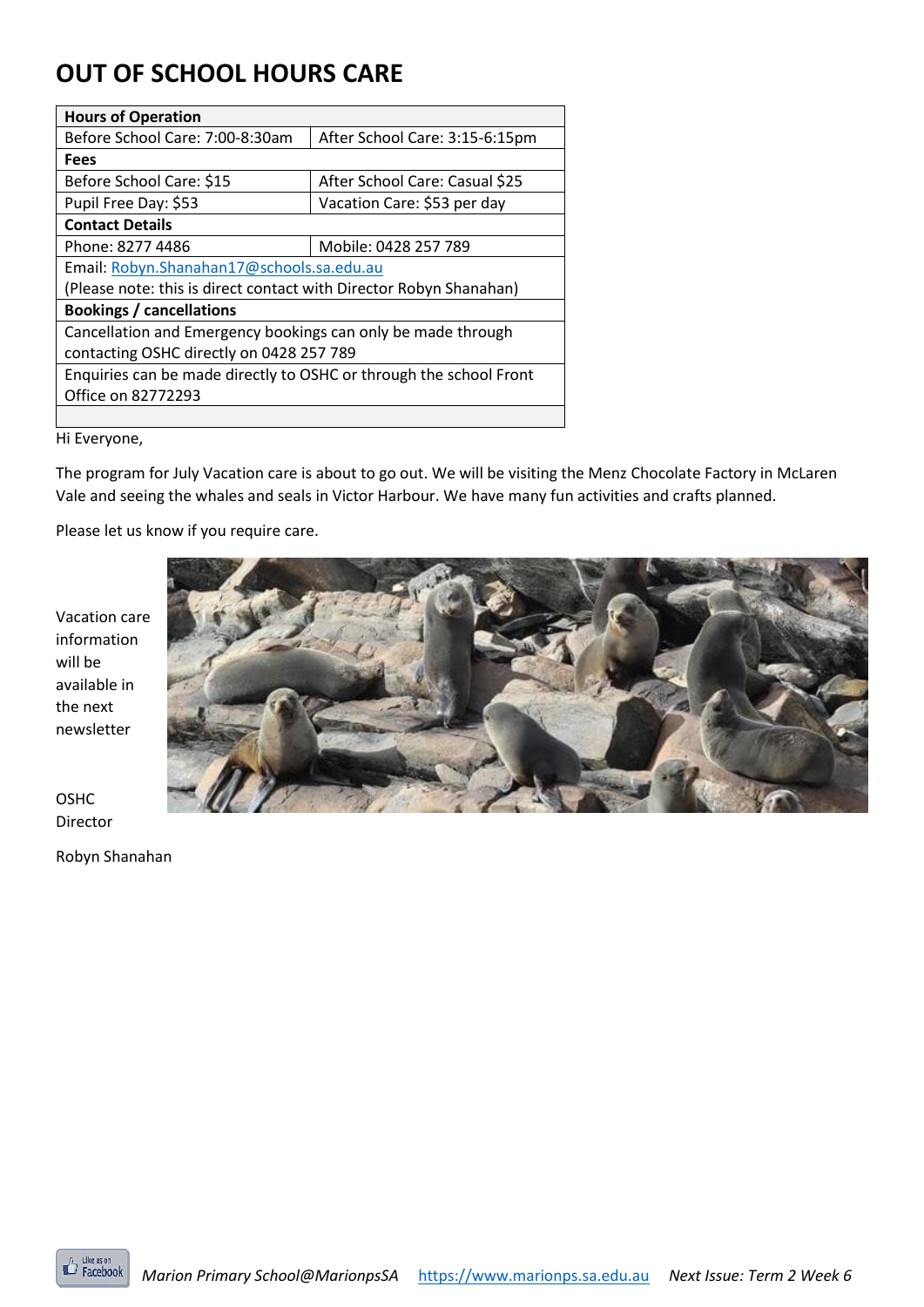# OUT OF SCHOOL HOURS CARE

| **Hours of Operation** | |
|---|---|
| Before School Care: 7:00-8:30am | After School Care: 3:15-6:15pm |
| **Fees** | |
| Before School Care: $15 | After School Care: Casual $25 |
| Pupil Free Day: $53 | Vacation Care: $53 per day |
| **Contact Details** | |
| Phone: 8277 4486 | Mobile: 0428 257 789 |
| Email: Robyn.Shanahan17@schools.sa.edu.au (Please note: this is direct contact with Director Robyn Shanahan) | |
| **Bookings / cancellations** | |
| Cancellation and Emergency bookings can only be made through contacting OSHC directly on 0428 257 789 | |
| Enquiries can be made directly to OSHC or through the school Front Office on 82772293 | |

Hi Everyone,

The program for July Vacation care is about to go out. We will be visiting the Menz Chocolate Factory in McLaren Vale and seeing the whales and seals in Victor Harbour. We have many fun activities and crafts planned.

Please let us know if you require care.

Vacation care information will be available in the next newsletter

OSHC Director

Robyn Shanahan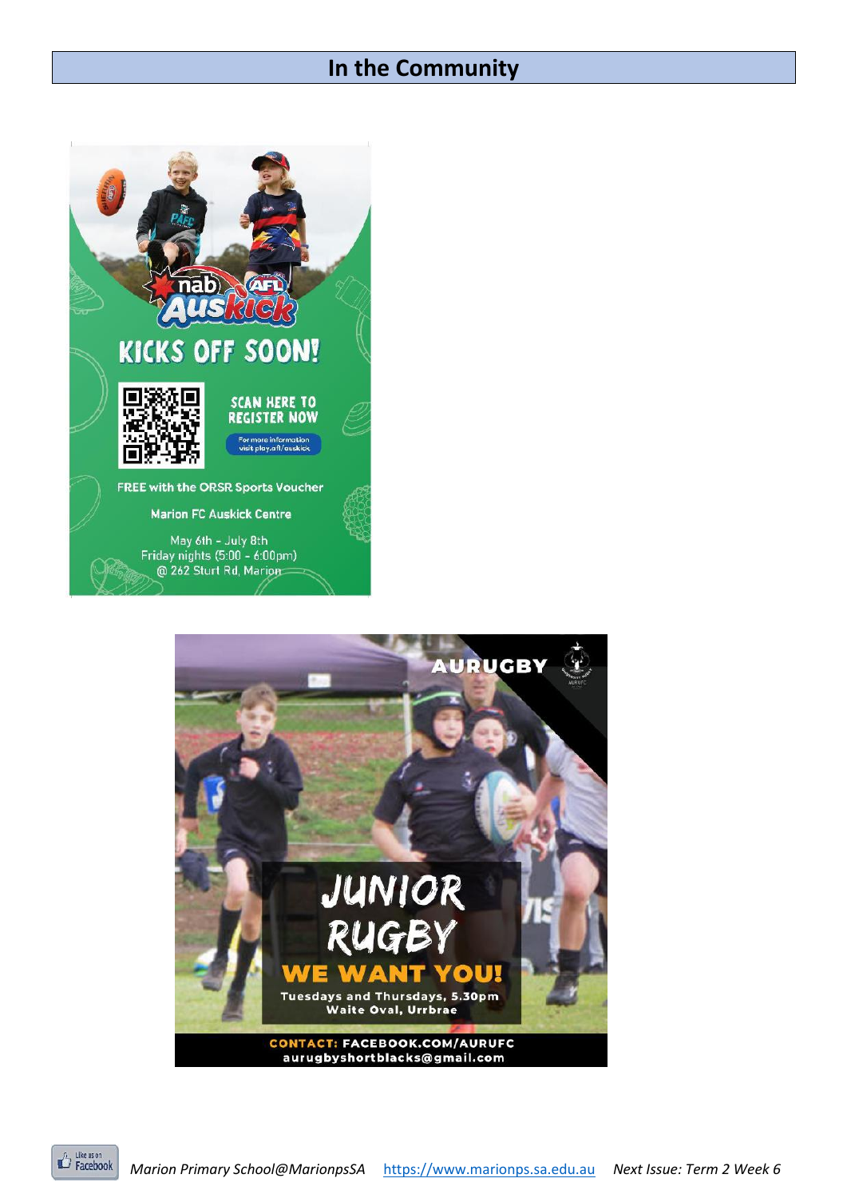# In the Community

nab AFL Auskick

KICKS OFF SOON!

SCAN HERE TO REGISTER NOW

For more information visit play.afl/auskick

FREE with the ORSR Sports Voucher

Marion FC Auskick Centre

May 6th - July 8th
Friday nights (5:00 - 6:00pm)
@ 262 Sturt Rd, Marion

AURUGBY

JUNIOR RUGBY

WE WANT YOU!

Tuesdays and Thursdays, 5.30pm
Waite Oval, Urrbrae

CONTACT: FACEBOOK.COM/AURUFC
aurugbyshortblacks@gmail.com